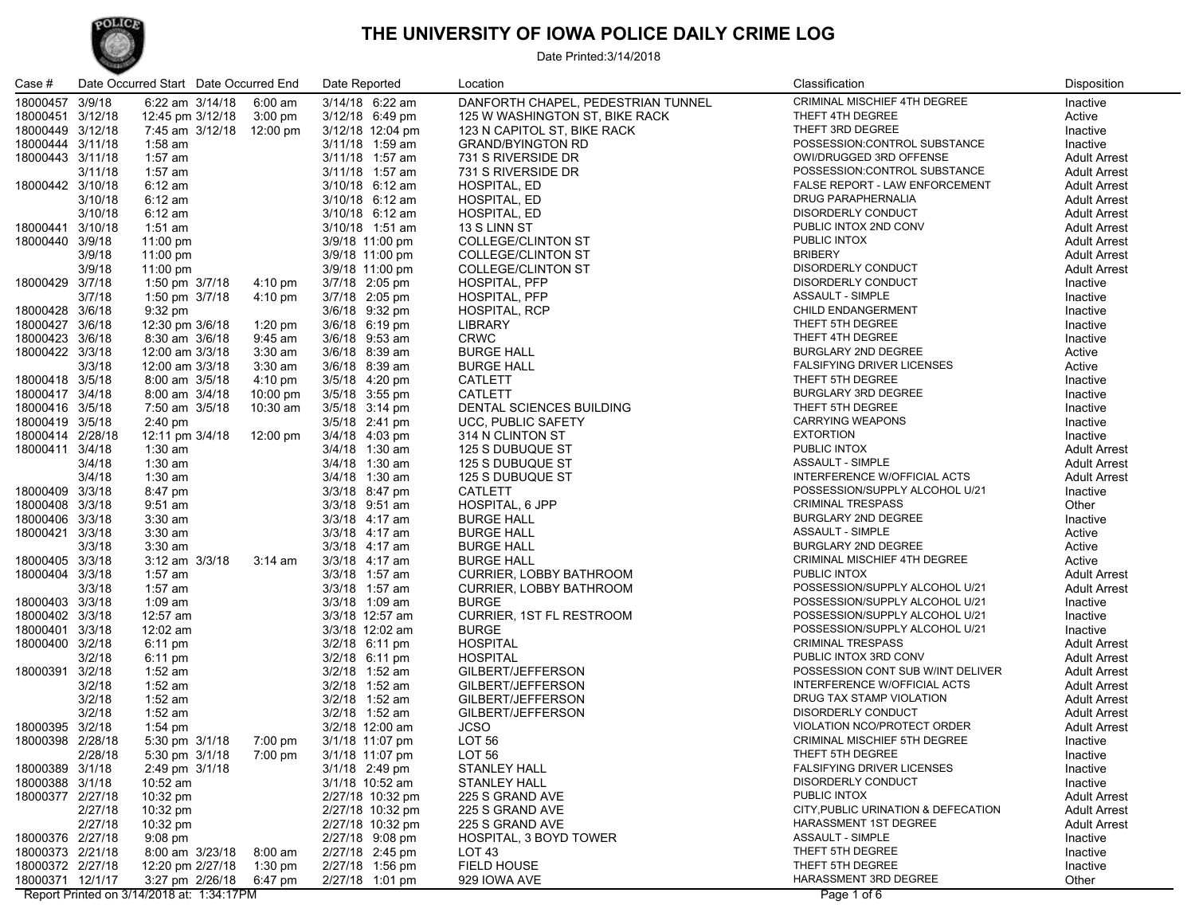# THE UNIVERSITY OF IOWA POLICE DAILY CRIME LOG

Date Printed:3/14/2018

| Case # | Date Occurred Start | | Date Occurred End | | Date Reported | Location | Classification | Disposition |
|---|---|---|---|---|---|---|---|---|
| 18000457 | 3/9/18 | 6:22 am | 3/14/18 | 6:00 am | 3/14/18 6:22 am | DANFORTH CHAPEL, PEDESTRIAN TUNNEL | CRIMINAL MISCHIEF 4TH DEGREE | Inactive |
| 18000451 | 3/12/18 | 12:45 pm | 3/12/18 | 3:00 pm | 3/12/18 6:49 pm | 125 W WASHINGTON ST, BIKE RACK | THEFT 4TH DEGREE | Active |
| 18000449 | 3/12/18 | 7:45 am | 3/12/18 | 12:00 pm | 3/12/18 12:04 pm | 123 N CAPITOL ST, BIKE RACK | THEFT 3RD DEGREE | Inactive |
| 18000444 | 3/11/18 | 1:58 am | | | 3/11/18 1:59 am | GRAND/BYINGTON RD | POSSESSION:CONTROL SUBSTANCE | Inactive |
| 18000443 | 3/11/18 | 1:57 am | | | 3/11/18 1:57 am | 731 S RIVERSIDE DR | OWI/DRUGGED 3RD OFFENSE | Adult Arrest |
| | 3/11/18 | 1:57 am | | | 3/11/18 1:57 am | 731 S RIVERSIDE DR | POSSESSION:CONTROL SUBSTANCE | Adult Arrest |
| 18000442 | 3/10/18 | 6:12 am | | | 3/10/18 6:12 am | HOSPITAL, ED | FALSE REPORT - LAW ENFORCEMENT | Adult Arrest |
| | 3/10/18 | 6:12 am | | | 3/10/18 6:12 am | HOSPITAL, ED | DRUG PARAPHERNALIA | Adult Arrest |
| | 3/10/18 | 6:12 am | | | 3/10/18 6:12 am | HOSPITAL, ED | DISORDERLY CONDUCT | Adult Arrest |
| 18000441 | 3/10/18 | 1:51 am | | | 3/10/18 1:51 am | 13 S LINN ST | PUBLIC INTOX 2ND CONV | Adult Arrest |
| 18000440 | 3/9/18 | 11:00 pm | | | 3/9/18 11:00 pm | COLLEGE/CLINTON ST | PUBLIC INTOX | Adult Arrest |
| | 3/9/18 | 11:00 pm | | | 3/9/18 11:00 pm | COLLEGE/CLINTON ST | BRIBERY | Adult Arrest |
| | 3/9/18 | 11:00 pm | | | 3/9/18 11:00 pm | COLLEGE/CLINTON ST | DISORDERLY CONDUCT | Adult Arrest |
| 18000429 | 3/7/18 | 1:50 pm | 3/7/18 | 4:10 pm | 3/7/18 2:05 pm | HOSPITAL, PFP | DISORDERLY CONDUCT | Inactive |
| | 3/7/18 | 1:50 pm | 3/7/18 | 4:10 pm | 3/7/18 2:05 pm | HOSPITAL, PFP | ASSAULT - SIMPLE | Inactive |
| 18000428 | 3/6/18 | 9:32 pm | | | 3/6/18 9:32 pm | HOSPITAL, RCP | CHILD ENDANGERMENT | Inactive |
| 18000427 | 3/6/18 | 12:30 pm | 3/6/18 | 1:20 pm | 3/6/18 6:19 pm | LIBRARY | THEFT 5TH DEGREE | Inactive |
| 18000423 | 3/6/18 | 8:30 am | 3/6/18 | 9:45 am | 3/6/18 9:53 am | CRWC | THEFT 4TH DEGREE | Inactive |
| 18000422 | 3/3/18 | 12:00 am | 3/3/18 | 3:30 am | 3/6/18 8:39 am | BURGE HALL | BURGLARY 2ND DEGREE | Active |
| | 3/3/18 | 12:00 am | 3/3/18 | 3:30 am | 3/6/18 8:39 am | BURGE HALL | FALSIFYING DRIVER LICENSES | Active |
| 18000418 | 3/5/18 | 8:00 am | 3/5/18 | 4:10 pm | 3/5/18 4:20 pm | CATLETT | THEFT 5TH DEGREE | Inactive |
| 18000417 | 3/4/18 | 8:00 am | 3/4/18 | 10:00 pm | 3/5/18 3:55 pm | CATLETT | BURGLARY 3RD DEGREE | Inactive |
| 18000416 | 3/5/18 | 7:50 am | 3/5/18 | 10:30 am | 3/5/18 3:14 pm | DENTAL SCIENCES BUILDING | THEFT 5TH DEGREE | Inactive |
| 18000419 | 3/5/18 | 2:40 pm | | | 3/5/18 2:41 pm | UCC, PUBLIC SAFETY | CARRYING WEAPONS | Inactive |
| 18000414 | 2/28/18 | 12:11 pm | 3/4/18 | 12:00 pm | 3/4/18 4:03 pm | 314 N CLINTON ST | EXTORTION | Inactive |
| 18000411 | 3/4/18 | 1:30 am | | | 3/4/18 1:30 am | 125 S DUBUQUE ST | PUBLIC INTOX | Adult Arrest |
| | 3/4/18 | 1:30 am | | | 3/4/18 1:30 am | 125 S DUBUQUE ST | ASSAULT - SIMPLE | Adult Arrest |
| | 3/4/18 | 1:30 am | | | 3/4/18 1:30 am | 125 S DUBUQUE ST | INTERFERENCE W/OFFICIAL ACTS | Adult Arrest |
| 18000409 | 3/3/18 | 8:47 pm | | | 3/3/18 8:47 pm | CATLETT | POSSESSION/SUPPLY ALCOHOL U/21 | Inactive |
| 18000408 | 3/3/18 | 9:51 am | | | 3/3/18 9:51 am | HOSPITAL, 6 JPP | CRIMINAL TRESPASS | Other |
| 18000406 | 3/3/18 | 3:30 am | | | 3/3/18 4:17 am | BURGE HALL | BURGLARY 2ND DEGREE | Inactive |
| 18000421 | 3/3/18 | 3:30 am | | | 3/3/18 4:17 am | BURGE HALL | ASSAULT - SIMPLE | Active |
| | 3/3/18 | 3:30 am | | | 3/3/18 4:17 am | BURGE HALL | BURGLARY 2ND DEGREE | Active |
| 18000405 | 3/3/18 | 3:12 am | 3/3/18 | 3:14 am | 3/3/18 4:17 am | BURGE HALL | CRIMINAL MISCHIEF 4TH DEGREE | Active |
| 18000404 | 3/3/18 | 1:57 am | | | 3/3/18 1:57 am | CURRIER, LOBBY BATHROOM | PUBLIC INTOX | Adult Arrest |
| | 3/3/18 | 1:57 am | | | 3/3/18 1:57 am | CURRIER, LOBBY BATHROOM | POSSESSION/SUPPLY ALCOHOL U/21 | Adult Arrest |
| 18000403 | 3/3/18 | 1:09 am | | | 3/3/18 1:09 am | BURGE | POSSESSION/SUPPLY ALCOHOL U/21 | Inactive |
| 18000402 | 3/3/18 | 12:57 am | | | 3/3/18 12:57 am | CURRIER, 1ST FL RESTROOM | POSSESSION/SUPPLY ALCOHOL U/21 | Inactive |
| 18000401 | 3/3/18 | 12:02 am | | | 3/3/18 12:02 am | BURGE | POSSESSION/SUPPLY ALCOHOL U/21 | Inactive |
| 18000400 | 3/2/18 | 6:11 pm | | | 3/2/18 6:11 pm | HOSPITAL | CRIMINAL TRESPASS | Adult Arrest |
| | 3/2/18 | 6:11 pm | | | 3/2/18 6:11 pm | HOSPITAL | PUBLIC INTOX 3RD CONV | Adult Arrest |
| 18000391 | 3/2/18 | 1:52 am | | | 3/2/18 1:52 am | GILBERT/JEFFERSON | POSSESSION CONT SUB W/INT DELIVER | Adult Arrest |
| | 3/2/18 | 1:52 am | | | 3/2/18 1:52 am | GILBERT/JEFFERSON | INTERFERENCE W/OFFICIAL ACTS | Adult Arrest |
| | 3/2/18 | 1:52 am | | | 3/2/18 1:52 am | GILBERT/JEFFERSON | DRUG TAX STAMP VIOLATION | Adult Arrest |
| | 3/2/18 | 1:52 am | | | 3/2/18 1:52 am | GILBERT/JEFFERSON | DISORDERLY CONDUCT | Adult Arrest |
| 18000395 | 3/2/18 | 1:54 pm | | | 3/2/18 12:00 am | JCSO | VIOLATION NCO/PROTECT ORDER | Adult Arrest |
| 18000398 | 2/28/18 | 5:30 pm | 3/1/18 | 7:00 pm | 3/1/18 11:07 pm | LOT 56 | CRIMINAL MISCHIEF 5TH DEGREE | Inactive |
| | 2/28/18 | 5:30 pm | 3/1/18 | 7:00 pm | 3/1/18 11:07 pm | LOT 56 | THEFT 5TH DEGREE | Inactive |
| 18000389 | 3/1/18 | 2:49 pm | 3/1/18 | | 3/1/18 2:49 pm | STANLEY HALL | FALSIFYING DRIVER LICENSES | Inactive |
| 18000388 | 3/1/18 | 10:52 am | | | 3/1/18 10:52 am | STANLEY HALL | DISORDERLY CONDUCT | Inactive |
| 18000377 | 2/27/18 | 10:32 pm | | | 2/27/18 10:32 pm | 225 S GRAND AVE | PUBLIC INTOX | Adult Arrest |
| | 2/27/18 | 10:32 pm | | | 2/27/18 10:32 pm | 225 S GRAND AVE | CITY,PUBLIC URINATION & DEFECATION | Adult Arrest |
| | 2/27/18 | 10:32 pm | | | 2/27/18 10:32 pm | 225 S GRAND AVE | HARASSMENT 1ST DEGREE | Adult Arrest |
| 18000376 | 2/27/18 | 9:08 pm | | | 2/27/18 9:08 pm | HOSPITAL, 3 BOYD TOWER | ASSAULT - SIMPLE | Inactive |
| 18000373 | 2/21/18 | 8:00 am | 3/23/18 | 8:00 am | 2/27/18 2:45 pm | LOT 43 | THEFT 5TH DEGREE | Inactive |
| 18000372 | 2/27/18 | 12:20 pm | 2/27/18 | 1:30 pm | 2/27/18 1:56 pm | FIELD HOUSE | THEFT 5TH DEGREE | Inactive |
| 18000371 | 12/1/17 | 3:27 pm | 2/26/18 | 6:47 pm | 2/27/18 1:01 pm | 929 IOWA AVE | HARASSMENT 3RD DEGREE | Other |

Report Printed on 3/14/2018 at: 1:34:17PM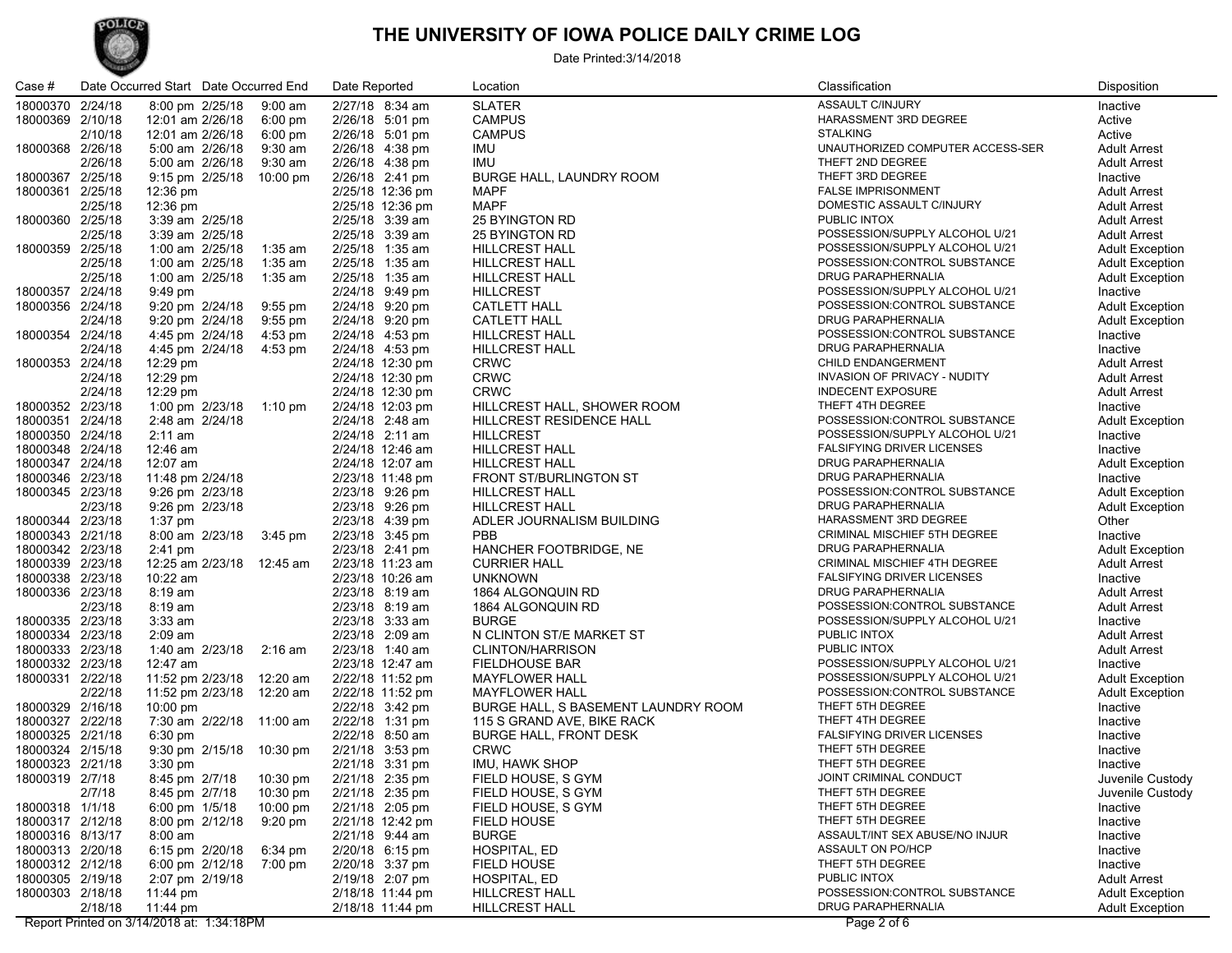# THE UNIVERSITY OF IOWA POLICE DAILY CRIME LOG

Date Printed:3/14/2018

| Case # | Date Occurred Start | | Date Occurred End | | Date Reported | | Location | Classification | Disposition |
|---|---|---|---|---|---|---|---|---|---|
| 18000370 | 2/24/18 | 8:00 pm | 2/25/18 | 9:00 am | 2/27/18 | 8:34 am | SLATER | ASSAULT C/INJURY | Inactive |
| 18000369 | 2/10/18 | 12:01 am | 2/26/18 | 6:00 pm | 2/26/18 | 5:01 pm | CAMPUS | HARASSMENT 3RD DEGREE | Active |
| | 2/10/18 | 12:01 am | 2/26/18 | 6:00 pm | 2/26/18 | 5:01 pm | CAMPUS | STALKING | Active |
| 18000368 | 2/26/18 | 5:00 am | 2/26/18 | 9:30 am | 2/26/18 | 4:38 pm | IMU | UNAUTHORIZED COMPUTER ACCESS-SER | Adult Arrest |
| | 2/26/18 | 5:00 am | 2/26/18 | 9:30 am | 2/26/18 | 4:38 pm | IMU | THEFT 2ND DEGREE | Adult Arrest |
| 18000367 | 2/25/18 | 9:15 pm | 2/25/18 | 10:00 pm | 2/26/18 | 2:41 pm | BURGE HALL, LAUNDRY ROOM | THEFT 3RD DEGREE | Inactive |
| 18000361 | 2/25/18 | 12:36 pm | | | 2/25/18 | 12:36 pm | MAPF | FALSE IMPRISONMENT | Adult Arrest |
| | 2/25/18 | 12:36 pm | | | 2/25/18 | 12:36 pm | MAPF | DOMESTIC ASSAULT C/INJURY | Adult Arrest |
| 18000360 | 2/25/18 | 3:39 am | 2/25/18 | | 2/25/18 | 3:39 am | 25 BYINGTON RD | PUBLIC INTOX | Adult Arrest |
| | 2/25/18 | 3:39 am | 2/25/18 | | 2/25/18 | 3:39 am | 25 BYINGTON RD | POSSESSION/SUPPLY ALCOHOL U/21 | Adult Arrest |
| 18000359 | 2/25/18 | 1:00 am | 2/25/18 | 1:35 am | 2/25/18 | 1:35 am | HILLCREST HALL | POSSESSION/SUPPLY ALCOHOL U/21 | Adult Exception |
| | 2/25/18 | 1:00 am | 2/25/18 | 1:35 am | 2/25/18 | 1:35 am | HILLCREST HALL | POSSESSION:CONTROL SUBSTANCE | Adult Exception |
| | 2/25/18 | 1:00 am | 2/25/18 | 1:35 am | 2/25/18 | 1:35 am | HILLCREST HALL | DRUG PARAPHERNALIA | Adult Exception |
| 18000357 | 2/24/18 | 9:49 pm | | | 2/24/18 | 9:49 pm | HILLCREST | POSSESSION/SUPPLY ALCOHOL U/21 | Inactive |
| 18000356 | 2/24/18 | 9:20 pm | 2/24/18 | 9:55 pm | 2/24/18 | 9:20 pm | CATLETT HALL | POSSESSION:CONTROL SUBSTANCE | Adult Exception |
| | 2/24/18 | 9:20 pm | 2/24/18 | 9:55 pm | 2/24/18 | 9:20 pm | CATLETT HALL | DRUG PARAPHERNALIA | Adult Exception |
| 18000354 | 2/24/18 | 4:45 pm | 2/24/18 | 4:53 pm | 2/24/18 | 4:53 pm | HILLCREST HALL | POSSESSION:CONTROL SUBSTANCE | Inactive |
| | 2/24/18 | 4:45 pm | 2/24/18 | 4:53 pm | 2/24/18 | 4:53 pm | HILLCREST HALL | DRUG PARAPHERNALIA | Inactive |
| 18000353 | 2/24/18 | 12:29 pm | | | 2/24/18 | 12:30 pm | CRWC | CHILD ENDANGERMENT | Adult Arrest |
| | 2/24/18 | 12:29 pm | | | 2/24/18 | 12:30 pm | CRWC | INVASION OF PRIVACY - NUDITY | Adult Arrest |
| | 2/24/18 | 12:29 pm | | | 2/24/18 | 12:30 pm | CRWC | INDECENT EXPOSURE | Adult Arrest |
| 18000352 | 2/23/18 | 1:00 pm | 2/23/18 | 1:10 pm | 2/24/18 | 12:03 pm | HILLCREST HALL, SHOWER ROOM | THEFT 4TH DEGREE | Inactive |
| 18000351 | 2/24/18 | 2:48 am | 2/24/18 | | 2/24/18 | 2:48 am | HILLCREST RESIDENCE HALL | POSSESSION:CONTROL SUBSTANCE | Adult Exception |
| 18000350 | 2/24/18 | 2:11 am | | | 2/24/18 | 2:11 am | HILLCREST | POSSESSION/SUPPLY ALCOHOL U/21 | Inactive |
| 18000348 | 2/24/18 | 12:46 am | | | 2/24/18 | 12:46 am | HILLCREST HALL | FALSIFYING DRIVER LICENSES | Inactive |
| 18000347 | 2/24/18 | 12:07 am | | | 2/24/18 | 12:07 am | HILLCREST HALL | DRUG PARAPHERNALIA | Adult Exception |
| 18000346 | 2/23/18 | 11:48 pm | 2/24/18 | | 2/23/18 | 11:48 pm | FRONT ST/BURLINGTON ST | DRUG PARAPHERNALIA | Inactive |
| 18000345 | 2/23/18 | 9:26 pm | 2/23/18 | | 2/23/18 | 9:26 pm | HILLCREST HALL | POSSESSION:CONTROL SUBSTANCE | Adult Exception |
| | 2/23/18 | 9:26 pm | 2/23/18 | | 2/23/18 | 9:26 pm | HILLCREST HALL | DRUG PARAPHERNALIA | Adult Exception |
| 18000344 | 2/23/18 | 1:37 pm | | | 2/23/18 | 4:39 pm | ADLER JOURNALISM BUILDING | HARASSMENT 3RD DEGREE | Other |
| 18000343 | 2/21/18 | 8:00 am | 2/23/18 | 3:45 pm | 2/23/18 | 3:45 pm | PBB | CRIMINAL MISCHIEF 5TH DEGREE | Inactive |
| 18000342 | 2/23/18 | 2:41 pm | | | 2/23/18 | 2:41 pm | HANCHER FOOTBRIDGE, NE | DRUG PARAPHERNALIA | Adult Exception |
| 18000339 | 2/23/18 | 12:25 am | 2/23/18 | 12:45 am | 2/23/18 | 11:23 am | CURRIER HALL | CRIMINAL MISCHIEF 4TH DEGREE | Adult Arrest |
| 18000338 | 2/23/18 | 10:22 am | | | 2/23/18 | 10:26 am | UNKNOWN | FALSIFYING DRIVER LICENSES | Inactive |
| 18000336 | 2/23/18 | 8:19 am | | | 2/23/18 | 8:19 am | 1864 ALGONQUIN RD | DRUG PARAPHERNALIA | Adult Arrest |
| | 2/23/18 | 8:19 am | | | 2/23/18 | 8:19 am | 1864 ALGONQUIN RD | POSSESSION:CONTROL SUBSTANCE | Adult Arrest |
| 18000335 | 2/23/18 | 3:33 am | | | 2/23/18 | 3:33 am | BURGE | POSSESSION/SUPPLY ALCOHOL U/21 | Inactive |
| 18000334 | 2/23/18 | 2:09 am | | | 2/23/18 | 2:09 am | N CLINTON ST/E MARKET ST | PUBLIC INTOX | Adult Arrest |
| 18000333 | 2/23/18 | 1:40 am | 2/23/18 | 2:16 am | 2/23/18 | 1:40 am | CLINTON/HARRISON | PUBLIC INTOX | Adult Arrest |
| 18000332 | 2/23/18 | 12:47 am | | | 2/23/18 | 12:47 am | FIELDHOUSE BAR | POSSESSION/SUPPLY ALCOHOL U/21 | Inactive |
| 18000331 | 2/22/18 | 11:52 pm | 2/23/18 | 12:20 am | 2/22/18 | 11:52 pm | MAYFLOWER HALL | POSSESSION/SUPPLY ALCOHOL U/21 | Adult Exception |
| | 2/22/18 | 11:52 pm | 2/23/18 | 12:20 am | 2/22/18 | 11:52 pm | MAYFLOWER HALL | POSSESSION:CONTROL SUBSTANCE | Adult Exception |
| 18000329 | 2/16/18 | 10:00 pm | | | 2/22/18 | 3:42 pm | BURGE HALL, S BASEMENT LAUNDRY ROOM | THEFT 5TH DEGREE | Inactive |
| 18000327 | 2/22/18 | 7:30 am | 2/22/18 | 11:00 am | 2/22/18 | 1:31 pm | 115 S GRAND AVE, BIKE RACK | THEFT 4TH DEGREE | Inactive |
| 18000325 | 2/21/18 | 6:30 pm | | | 2/22/18 | 8:50 am | BURGE HALL, FRONT DESK | FALSIFYING DRIVER LICENSES | Inactive |
| 18000324 | 2/15/18 | 9:30 pm | 2/15/18 | 10:30 pm | 2/21/18 | 3:53 pm | CRWC | THEFT 5TH DEGREE | Inactive |
| 18000323 | 2/21/18 | 3:30 pm | | | 2/21/18 | 3:31 pm | IMU, HAWK SHOP | THEFT 5TH DEGREE | Inactive |
| 18000319 | 2/7/18 | 8:45 pm | 2/7/18 | 10:30 pm | 2/21/18 | 2:35 pm | FIELD HOUSE, S GYM | JOINT CRIMINAL CONDUCT | Juvenile Custody |
| | 2/7/18 | 8:45 pm | 2/7/18 | 10:30 pm | 2/21/18 | 2:35 pm | FIELD HOUSE, S GYM | THEFT 5TH DEGREE | Juvenile Custody |
| 18000318 | 1/1/18 | 6:00 pm | 1/5/18 | 10:00 pm | 2/21/18 | 2:05 pm | FIELD HOUSE, S GYM | THEFT 5TH DEGREE | Inactive |
| 18000317 | 2/12/18 | 8:00 pm | 2/12/18 | 9:20 pm | 2/21/18 | 12:42 pm | FIELD HOUSE | THEFT 5TH DEGREE | Inactive |
| 18000316 | 8/13/17 | 8:00 am | | | 2/21/18 | 9:44 am | BURGE | ASSAULT/INT SEX ABUSE/NO INJUR | Inactive |
| 18000313 | 2/20/18 | 6:15 pm | 2/20/18 | 6:34 pm | 2/20/18 | 6:15 pm | HOSPITAL, ED | ASSAULT ON PO/HCP | Inactive |
| 18000312 | 2/12/18 | 6:00 pm | 2/12/18 | 7:00 pm | 2/20/18 | 3:37 pm | FIELD HOUSE | THEFT 5TH DEGREE | Inactive |
| 18000305 | 2/19/18 | 2:07 pm | 2/19/18 | | 2/19/18 | 2:07 pm | HOSPITAL, ED | PUBLIC INTOX | Adult Arrest |
| 18000303 | 2/18/18 | 11:44 pm | | | 2/18/18 | 11:44 pm | HILLCREST HALL | POSSESSION:CONTROL SUBSTANCE | Adult Exception |
| | 2/18/18 | 11:44 pm | | | 2/18/18 | 11:44 pm | HILLCREST HALL | DRUG PARAPHERNALIA | Adult Exception |

Report Printed on 3/14/2018 at: 1:34:18PM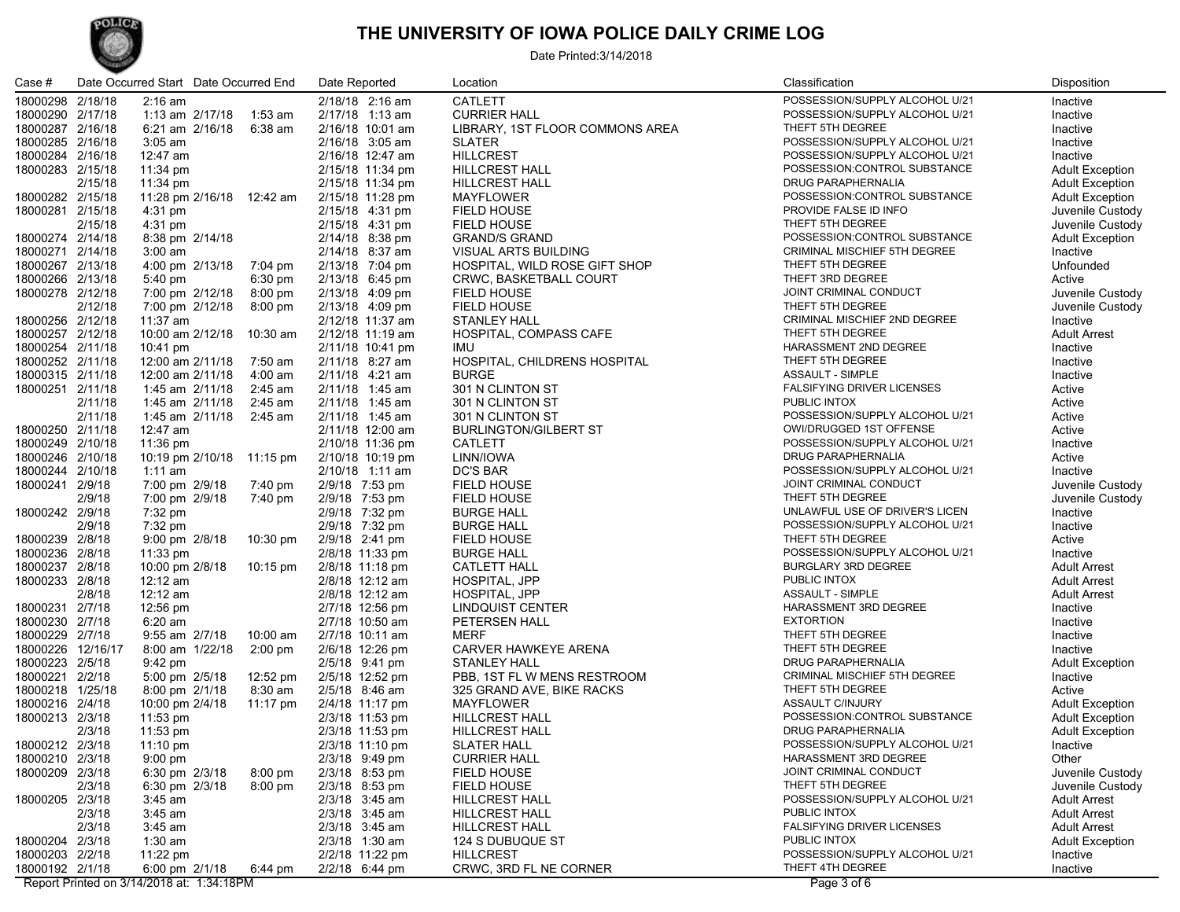# THE UNIVERSITY OF IOWA POLICE DAILY CRIME LOG

Date Printed:3/14/2018

| Case # | Date Occurred Start | | Date Occurred End | | Date Reported | Location | Classification | Disposition |
|---|---|---|---|---|---|---|---|---|
| 18000298 | 2/18/18 | 2:16 am | | | 2/18/18 2:16 am | CATLETT | POSSESSION/SUPPLY ALCOHOL U/21 | Inactive |
| 18000290 | 2/17/18 | 1:13 am | 2/17/18 | 1:53 am | 2/17/18 1:13 am | CURRIER HALL | POSSESSION/SUPPLY ALCOHOL U/21 | Inactive |
| 18000287 | 2/16/18 | 6:21 am | 2/16/18 | 6:38 am | 2/16/18 10:01 am | LIBRARY, 1ST FLOOR COMMONS AREA | THEFT 5TH DEGREE | Inactive |
| 18000285 | 2/16/18 | 3:05 am | | | 2/16/18 3:05 am | SLATER | POSSESSION/SUPPLY ALCOHOL U/21 | Inactive |
| 18000284 | 2/16/18 | 12:47 am | | | 2/16/18 12:47 am | HILLCREST | POSSESSION/SUPPLY ALCOHOL U/21 | Inactive |
| 18000283 | 2/15/18 | 11:34 pm | | | 2/15/18 11:34 pm | HILLCREST HALL | POSSESSION:CONTROL SUBSTANCE | Adult Exception |
| | 2/15/18 | 11:34 pm | | | 2/15/18 11:34 pm | HILLCREST HALL | DRUG PARAPHERNALIA | Adult Exception |
| 18000282 | 2/15/18 | 11:28 pm | 2/16/18 | 12:42 am | 2/15/18 11:28 pm | MAYFLOWER | POSSESSION:CONTROL SUBSTANCE | Adult Exception |
| 18000281 | 2/15/18 | 4:31 pm | | | 2/15/18 4:31 pm | FIELD HOUSE | PROVIDE FALSE ID INFO | Juvenile Custody |
| | 2/15/18 | 4:31 pm | | | 2/15/18 4:31 pm | FIELD HOUSE | THEFT 5TH DEGREE | Juvenile Custody |
| 18000274 | 2/14/18 | 8:38 pm | 2/14/18 | | 2/14/18 8:38 pm | GRAND/S GRAND | POSSESSION:CONTROL SUBSTANCE | Adult Exception |
| 18000271 | 2/14/18 | 3:00 am | | | 2/14/18 8:37 am | VISUAL ARTS BUILDING | CRIMINAL MISCHIEF 5TH DEGREE | Inactive |
| 18000267 | 2/13/18 | 4:00 pm | 2/13/18 | 7:04 pm | 2/13/18 7:04 pm | HOSPITAL, WILD ROSE GIFT SHOP | THEFT 5TH DEGREE | Unfounded |
| 18000266 | 2/13/18 | 5:40 pm | | 6:30 pm | 2/13/18 6:45 pm | CRWC, BASKETBALL COURT | THEFT 3RD DEGREE | Active |
| 18000278 | 2/12/18 | 7:00 pm | 2/12/18 | 8:00 pm | 2/13/18 4:09 pm | FIELD HOUSE | JOINT CRIMINAL CONDUCT | Juvenile Custody |
| | 2/12/18 | 7:00 pm | 2/12/18 | 8:00 pm | 2/13/18 4:09 pm | FIELD HOUSE | THEFT 5TH DEGREE | Juvenile Custody |
| 18000256 | 2/12/18 | 11:37 am | | | 2/12/18 11:37 am | STANLEY HALL | CRIMINAL MISCHIEF 2ND DEGREE | Inactive |
| 18000257 | 2/12/18 | 10:00 am | 2/12/18 | 10:30 am | 2/12/18 11:19 am | HOSPITAL, COMPASS CAFE | THEFT 5TH DEGREE | Adult Arrest |
| 18000254 | 2/11/18 | 10:41 pm | | | 2/11/18 10:41 pm | IMU | HARASSMENT 2ND DEGREE | Inactive |
| 18000252 | 2/11/18 | 12:00 am | 2/11/18 | 7:50 am | 2/11/18 8:27 am | HOSPITAL, CHILDRENS HOSPITAL | THEFT 5TH DEGREE | Inactive |
| 18000315 | 2/11/18 | 12:00 am | 2/11/18 | 4:00 am | 2/11/18 4:21 am | BURGE | ASSAULT - SIMPLE | Inactive |
| 18000251 | 2/11/18 | 1:45 am | 2/11/18 | 2:45 am | 2/11/18 1:45 am | 301 N CLINTON ST | FALSIFYING DRIVER LICENSES | Active |
| | 2/11/18 | 1:45 am | 2/11/18 | 2:45 am | 2/11/18 1:45 am | 301 N CLINTON ST | PUBLIC INTOX | Active |
| | 2/11/18 | 1:45 am | 2/11/18 | 2:45 am | 2/11/18 1:45 am | 301 N CLINTON ST | POSSESSION/SUPPLY ALCOHOL U/21 | Active |
| 18000250 | 2/11/18 | 12:47 am | | | 2/11/18 12:00 am | BURLINGTON/GILBERT ST | OWI/DRUGGED 1ST OFFENSE | Active |
| 18000249 | 2/10/18 | 11:36 pm | | | 2/10/18 11:36 pm | CATLETT | POSSESSION/SUPPLY ALCOHOL U/21 | Inactive |
| 18000246 | 2/10/18 | 10:19 pm | 2/10/18 | 11:15 pm | 2/10/18 10:19 pm | LINN/IOWA | DRUG PARAPHERNALIA | Active |
| 18000244 | 2/10/18 | 1:11 am | | | 2/10/18 1:11 am | DC'S BAR | POSSESSION/SUPPLY ALCOHOL U/21 | Inactive |
| 18000241 | 2/9/18 | 7:00 pm | 2/9/18 | 7:40 pm | 2/9/18 7:53 pm | FIELD HOUSE | JOINT CRIMINAL CONDUCT | Juvenile Custody |
| | 2/9/18 | 7:00 pm | 2/9/18 | 7:40 pm | 2/9/18 7:53 pm | FIELD HOUSE | THEFT 5TH DEGREE | Juvenile Custody |
| 18000242 | 2/9/18 | 7:32 pm | | | 2/9/18 7:32 pm | BURGE HALL | UNLAWFUL USE OF DRIVER'S LICEN | Inactive |
| | 2/9/18 | 7:32 pm | | | 2/9/18 7:32 pm | BURGE HALL | POSSESSION/SUPPLY ALCOHOL U/21 | Inactive |
| 18000239 | 2/8/18 | 9:00 pm | 2/8/18 | 10:30 pm | 2/9/18 2:41 pm | FIELD HOUSE | THEFT 5TH DEGREE | Active |
| 18000236 | 2/8/18 | 11:33 pm | | | 2/8/18 11:33 pm | BURGE HALL | POSSESSION/SUPPLY ALCOHOL U/21 | Inactive |
| 18000237 | 2/8/18 | 10:00 pm | 2/8/18 | 10:15 pm | 2/8/18 11:18 pm | CATLETT HALL | BURGLARY 3RD DEGREE | Adult Arrest |
| 18000233 | 2/8/18 | 12:12 am | | | 2/8/18 12:12 am | HOSPITAL, JPP | PUBLIC INTOX | Adult Arrest |
| | 2/8/18 | 12:12 am | | | 2/8/18 12:12 am | HOSPITAL, JPP | ASSAULT - SIMPLE | Adult Arrest |
| 18000231 | 2/7/18 | 12:56 pm | | | 2/7/18 12:56 pm | LINDQUIST CENTER | HARASSMENT 3RD DEGREE | Inactive |
| 18000230 | 2/7/18 | 6:20 am | | | 2/7/18 10:50 am | PETERSEN HALL | EXTORTION | Inactive |
| 18000229 | 2/7/18 | 9:55 am | 2/7/18 | 10:00 am | 2/7/18 10:11 am | MERF | THEFT 5TH DEGREE | Inactive |
| 18000226 | 12/16/17 | 8:00 am | 1/22/18 | 2:00 pm | 2/6/18 12:26 pm | CARVER HAWKEYE ARENA | THEFT 5TH DEGREE | Inactive |
| 18000223 | 2/5/18 | 9:42 pm | | | 2/5/18 9:41 pm | STANLEY HALL | DRUG PARAPHERNALIA | Adult Exception |
| 18000221 | 2/2/18 | 5:00 pm | 2/5/18 | 12:52 pm | 2/5/18 12:52 pm | PBB, 1ST FL W MENS RESTROOM | CRIMINAL MISCHIEF 5TH DEGREE | Inactive |
| 18000218 | 1/25/18 | 8:00 pm | 2/1/18 | 8:30 am | 2/5/18 8:46 am | 325 GRAND AVE, BIKE RACKS | THEFT 5TH DEGREE | Active |
| 18000216 | 2/4/18 | 10:00 pm | 2/4/18 | 11:17 pm | 2/4/18 11:17 pm | MAYFLOWER | ASSAULT C/INJURY | Adult Exception |
| 18000213 | 2/3/18 | 11:53 pm | | | 2/3/18 11:53 pm | HILLCREST HALL | POSSESSION:CONTROL SUBSTANCE | Adult Exception |
| | 2/3/18 | 11:53 pm | | | 2/3/18 11:53 pm | HILLCREST HALL | DRUG PARAPHERNALIA | Adult Exception |
| 18000212 | 2/3/18 | 11:10 pm | | | 2/3/18 11:10 pm | SLATER HALL | POSSESSION/SUPPLY ALCOHOL U/21 | Inactive |
| 18000210 | 2/3/18 | 9:00 pm | | | 2/3/18 9:49 pm | CURRIER HALL | HARASSMENT 3RD DEGREE | Other |
| 18000209 | 2/3/18 | 6:30 pm | 2/3/18 | 8:00 pm | 2/3/18 8:53 pm | FIELD HOUSE | JOINT CRIMINAL CONDUCT | Juvenile Custody |
| | 2/3/18 | 6:30 pm | 2/3/18 | 8:00 pm | 2/3/18 8:53 pm | FIELD HOUSE | THEFT 5TH DEGREE | Juvenile Custody |
| 18000205 | 2/3/18 | 3:45 am | | | 2/3/18 3:45 am | HILLCREST HALL | POSSESSION/SUPPLY ALCOHOL U/21 | Adult Arrest |
| | 2/3/18 | 3:45 am | | | 2/3/18 3:45 am | HILLCREST HALL | PUBLIC INTOX | Adult Arrest |
| | 2/3/18 | 3:45 am | | | 2/3/18 3:45 am | HILLCREST HALL | FALSIFYING DRIVER LICENSES | Adult Arrest |
| 18000204 | 2/3/18 | 1:30 am | | | 2/3/18 1:30 am | 124 S DUBUQUE ST | PUBLIC INTOX | Adult Exception |
| 18000203 | 2/2/18 | 11:22 pm | | | 2/2/18 11:22 pm | HILLCREST | POSSESSION/SUPPLY ALCOHOL U/21 | Inactive |
| 18000192 | 2/1/18 | 6:00 pm | 2/1/18 | 6:44 pm | 2/2/18 6:44 pm | CRWC, 3RD FL NE CORNER | THEFT 4TH DEGREE | Inactive |

Report Printed on 3/14/2018 at: 1:34:18PM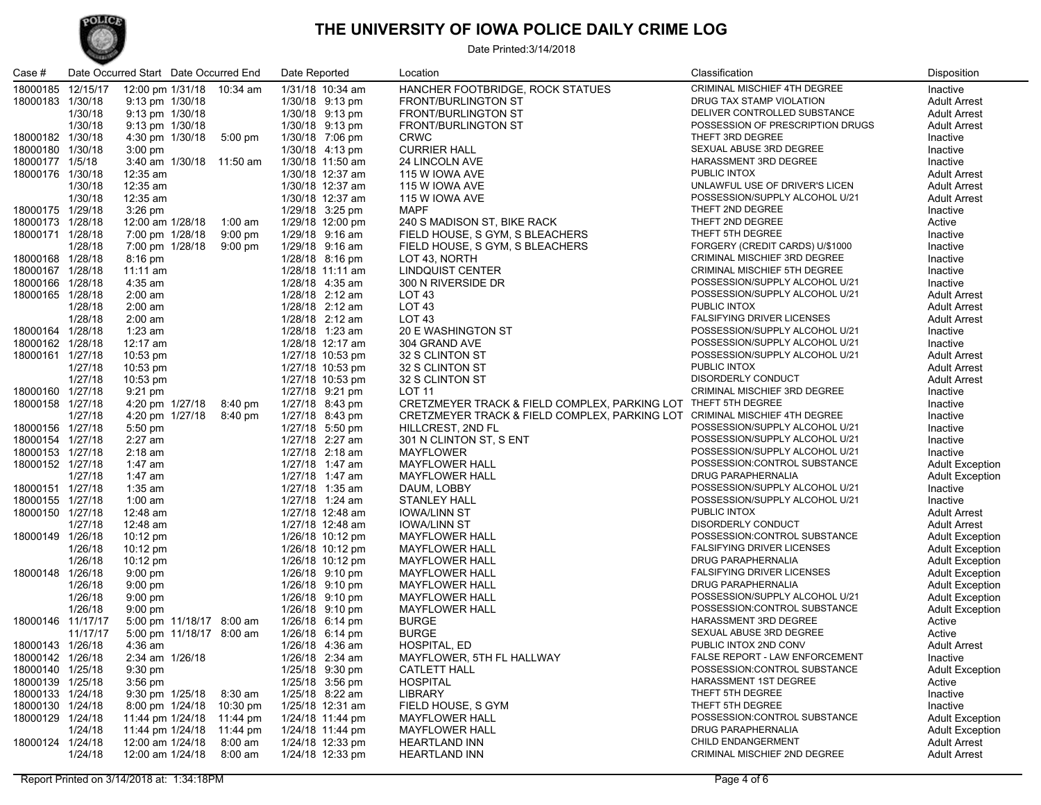# THE UNIVERSITY OF IOWA POLICE DAILY CRIME LOG

Date Printed:3/14/2018

| Case # | Date Occurred Start | | Date Occurred End | | Date Reported | Location | Classification | Disposition |
|---|---|---|---|---|---|---|---|---|
| 18000185 | 12/15/17 | 12:00 pm | 1/31/18 | 10:34 am | 1/31/18 10:34 am | HANCHER FOOTBRIDGE, ROCK STATUES | CRIMINAL MISCHIEF 4TH DEGREE | Inactive |
| 18000183 | 1/30/18 | 9:13 pm | 1/30/18 | | 1/30/18 9:13 pm | FRONT/BURLINGTON ST | DRUG TAX STAMP VIOLATION | Adult Arrest |
| | 1/30/18 | 9:13 pm | 1/30/18 | | 1/30/18 9:13 pm | FRONT/BURLINGTON ST | DELIVER CONTROLLED SUBSTANCE | Adult Arrest |
| | 1/30/18 | 9:13 pm | 1/30/18 | | 1/30/18 9:13 pm | FRONT/BURLINGTON ST | POSSESSION OF PRESCRIPTION DRUGS | Adult Arrest |
| 18000182 | 1/30/18 | 4:30 pm | 1/30/18 | 5:00 pm | 1/30/18 7:06 pm | CRWC | THEFT 3RD DEGREE | Inactive |
| 18000180 | 1/30/18 | 3:00 pm | | | 1/30/18 4:13 pm | CURRIER HALL | SEXUAL ABUSE 3RD DEGREE | Inactive |
| 18000177 | 1/5/18 | 3:40 am | 1/30/18 | 11:50 am | 1/30/18 11:50 am | 24 LINCOLN AVE | HARASSMENT 3RD DEGREE | Inactive |
| 18000176 | 1/30/18 | 12:35 am | | | 1/30/18 12:37 am | 115 W IOWA AVE | PUBLIC INTOX | Adult Arrest |
| | 1/30/18 | 12:35 am | | | 1/30/18 12:37 am | 115 W IOWA AVE | UNLAWFUL USE OF DRIVER'S LICEN | Adult Arrest |
| | 1/30/18 | 12:35 am | | | 1/30/18 12:37 am | 115 W IOWA AVE | POSSESSION/SUPPLY ALCOHOL U/21 | Adult Arrest |
| 18000175 | 1/29/18 | 3:26 pm | | | 1/29/18 3:25 pm | MAPF | THEFT 2ND DEGREE | Inactive |
| 18000173 | 1/28/18 | 12:00 am | 1/28/18 | 1:00 am | 1/29/18 12:00 pm | 240 S MADISON ST, BIKE RACK | THEFT 2ND DEGREE | Active |
| 18000171 | 1/28/18 | 7:00 pm | 1/28/18 | 9:00 pm | 1/29/18 9:16 am | FIELD HOUSE, S GYM, S BLEACHERS | THEFT 5TH DEGREE | Inactive |
| | 1/28/18 | 7:00 pm | 1/28/18 | 9:00 pm | 1/29/18 9:16 am | FIELD HOUSE, S GYM, S BLEACHERS | FORGERY (CREDIT CARDS) U/$1000 | Inactive |
| 18000168 | 1/28/18 | 8:16 pm | | | 1/28/18 8:16 pm | LOT 43, NORTH | CRIMINAL MISCHIEF 3RD DEGREE | Inactive |
| 18000167 | 1/28/18 | 11:11 am | | | 1/28/18 11:11 am | LINDQUIST CENTER | CRIMINAL MISCHIEF 5TH DEGREE | Inactive |
| 18000166 | 1/28/18 | 4:35 am | | | 1/28/18 4:35 am | 300 N RIVERSIDE DR | POSSESSION/SUPPLY ALCOHOL U/21 | Inactive |
| 18000165 | 1/28/18 | 2:00 am | | | 1/28/18 2:12 am | LOT 43 | POSSESSION/SUPPLY ALCOHOL U/21 | Adult Arrest |
| | 1/28/18 | 2:00 am | | | 1/28/18 2:12 am | LOT 43 | PUBLIC INTOX | Adult Arrest |
| | 1/28/18 | 2:00 am | | | 1/28/18 2:12 am | LOT 43 | FALSIFYING DRIVER LICENSES | Adult Arrest |
| 18000164 | 1/28/18 | 1:23 am | | | 1/28/18 1:23 am | 20 E WASHINGTON ST | POSSESSION/SUPPLY ALCOHOL U/21 | Inactive |
| 18000162 | 1/28/18 | 12:17 am | | | 1/28/18 12:17 am | 304 GRAND AVE | POSSESSION/SUPPLY ALCOHOL U/21 | Inactive |
| 18000161 | 1/27/18 | 10:53 pm | | | 1/27/18 10:53 pm | 32 S CLINTON ST | POSSESSION/SUPPLY ALCOHOL U/21 | Adult Arrest |
| | 1/27/18 | 10:53 pm | | | 1/27/18 10:53 pm | 32 S CLINTON ST | PUBLIC INTOX | Adult Arrest |
| | 1/27/18 | 10:53 pm | | | 1/27/18 10:53 pm | 32 S CLINTON ST | DISORDERLY CONDUCT | Adult Arrest |
| 18000160 | 1/27/18 | 9:21 pm | | | 1/27/18 9:21 pm | LOT 11 | CRIMINAL MISCHIEF 3RD DEGREE | Inactive |
| 18000158 | 1/27/18 | 4:20 pm | 1/27/18 | 8:40 pm | 1/27/18 8:43 pm | CRETZMEYER TRACK & FIELD COMPLEX, PARKING LOT | THEFT 5TH DEGREE | Inactive |
| | 1/27/18 | 4:20 pm | 1/27/18 | 8:40 pm | 1/27/18 8:43 pm | CRETZMEYER TRACK & FIELD COMPLEX, PARKING LOT | CRIMINAL MISCHIEF 4TH DEGREE | Inactive |
| 18000156 | 1/27/18 | 5:50 pm | | | 1/27/18 5:50 pm | HILLCREST, 2ND FL | POSSESSION/SUPPLY ALCOHOL U/21 | Inactive |
| 18000154 | 1/27/18 | 2:27 am | | | 1/27/18 2:27 am | 301 N CLINTON ST, S ENT | POSSESSION/SUPPLY ALCOHOL U/21 | Inactive |
| 18000153 | 1/27/18 | 2:18 am | | | 1/27/18 2:18 am | MAYFLOWER | POSSESSION/SUPPLY ALCOHOL U/21 | Inactive |
| 18000152 | 1/27/18 | 1:47 am | | | 1/27/18 1:47 am | MAYFLOWER HALL | POSSESSION:CONTROL SUBSTANCE | Adult Exception |
| | 1/27/18 | 1:47 am | | | 1/27/18 1:47 am | MAYFLOWER HALL | DRUG PARAPHERNALIA | Adult Exception |
| 18000151 | 1/27/18 | 1:35 am | | | 1/27/18 1:35 am | DAUM, LOBBY | POSSESSION/SUPPLY ALCOHOL U/21 | Inactive |
| 18000155 | 1/27/18 | 1:00 am | | | 1/27/18 1:24 am | STANLEY HALL | POSSESSION/SUPPLY ALCOHOL U/21 | Inactive |
| 18000150 | 1/27/18 | 12:48 am | | | 1/27/18 12:48 am | IOWA/LINN ST | PUBLIC INTOX | Adult Arrest |
| | 1/27/18 | 12:48 am | | | 1/27/18 12:48 am | IOWA/LINN ST | DISORDERLY CONDUCT | Adult Arrest |
| 18000149 | 1/26/18 | 10:12 pm | | | 1/26/18 10:12 pm | MAYFLOWER HALL | POSSESSION:CONTROL SUBSTANCE | Adult Exception |
| | 1/26/18 | 10:12 pm | | | 1/26/18 10:12 pm | MAYFLOWER HALL | FALSIFYING DRIVER LICENSES | Adult Exception |
| | 1/26/18 | 10:12 pm | | | 1/26/18 10:12 pm | MAYFLOWER HALL | DRUG PARAPHERNALIA | Adult Exception |
| 18000148 | 1/26/18 | 9:00 pm | | | 1/26/18 9:10 pm | MAYFLOWER HALL | FALSIFYING DRIVER LICENSES | Adult Exception |
| | 1/26/18 | 9:00 pm | | | 1/26/18 9:10 pm | MAYFLOWER HALL | DRUG PARAPHERNALIA | Adult Exception |
| | 1/26/18 | 9:00 pm | | | 1/26/18 9:10 pm | MAYFLOWER HALL | POSSESSION/SUPPLY ALCOHOL U/21 | Adult Exception |
| | 1/26/18 | 9:00 pm | | | 1/26/18 9:10 pm | MAYFLOWER HALL | POSSESSION:CONTROL SUBSTANCE | Adult Exception |
| 18000146 | 11/17/17 | 5:00 pm | 11/18/17 | 8:00 am | 1/26/18 6:14 pm | BURGE | HARASSMENT 3RD DEGREE | Active |
| | 11/17/17 | 5:00 pm | 11/18/17 | 8:00 am | 1/26/18 6:14 pm | BURGE | SEXUAL ABUSE 3RD DEGREE | Active |
| 18000143 | 1/26/18 | 4:36 am | | | 1/26/18 4:36 am | HOSPITAL, ED | PUBLIC INTOX 2ND CONV | Adult Arrest |
| 18000142 | 1/26/18 | 2:34 am | 1/26/18 | | 1/26/18 2:34 am | MAYFLOWER, 5TH FL HALLWAY | FALSE REPORT - LAW ENFORCEMENT | Inactive |
| 18000140 | 1/25/18 | 9:30 pm | | | 1/25/18 9:30 pm | CATLETT HALL | POSSESSION:CONTROL SUBSTANCE | Adult Exception |
| 18000139 | 1/25/18 | 3:56 pm | | | 1/25/18 3:56 pm | HOSPITAL | HARASSMENT 1ST DEGREE | Active |
| 18000133 | 1/24/18 | 9:30 pm | 1/25/18 | 8:30 am | 1/25/18 8:22 am | LIBRARY | THEFT 5TH DEGREE | Inactive |
| 18000130 | 1/24/18 | 8:00 pm | 1/24/18 | 10:30 pm | 1/25/18 12:31 am | FIELD HOUSE, S GYM | THEFT 5TH DEGREE | Inactive |
| 18000129 | 1/24/18 | 11:44 pm | 1/24/18 | 11:44 pm | 1/24/18 11:44 pm | MAYFLOWER HALL | POSSESSION:CONTROL SUBSTANCE | Adult Exception |
| | 1/24/18 | 11:44 pm | 1/24/18 | 11:44 pm | 1/24/18 11:44 pm | MAYFLOWER HALL | DRUG PARAPHERNALIA | Adult Exception |
| 18000124 | 1/24/18 | 12:00 am | 1/24/18 | 8:00 am | 1/24/18 12:33 pm | HEARTLAND INN | CHILD ENDANGERMENT | Adult Arrest |
| | 1/24/18 | 12:00 am | 1/24/18 | 8:00 am | 1/24/18 12:33 pm | HEARTLAND INN | CRIMINAL MISCHIEF 2ND DEGREE | Adult Arrest |

Report Printed on 3/14/2018 at: 1:34:18PM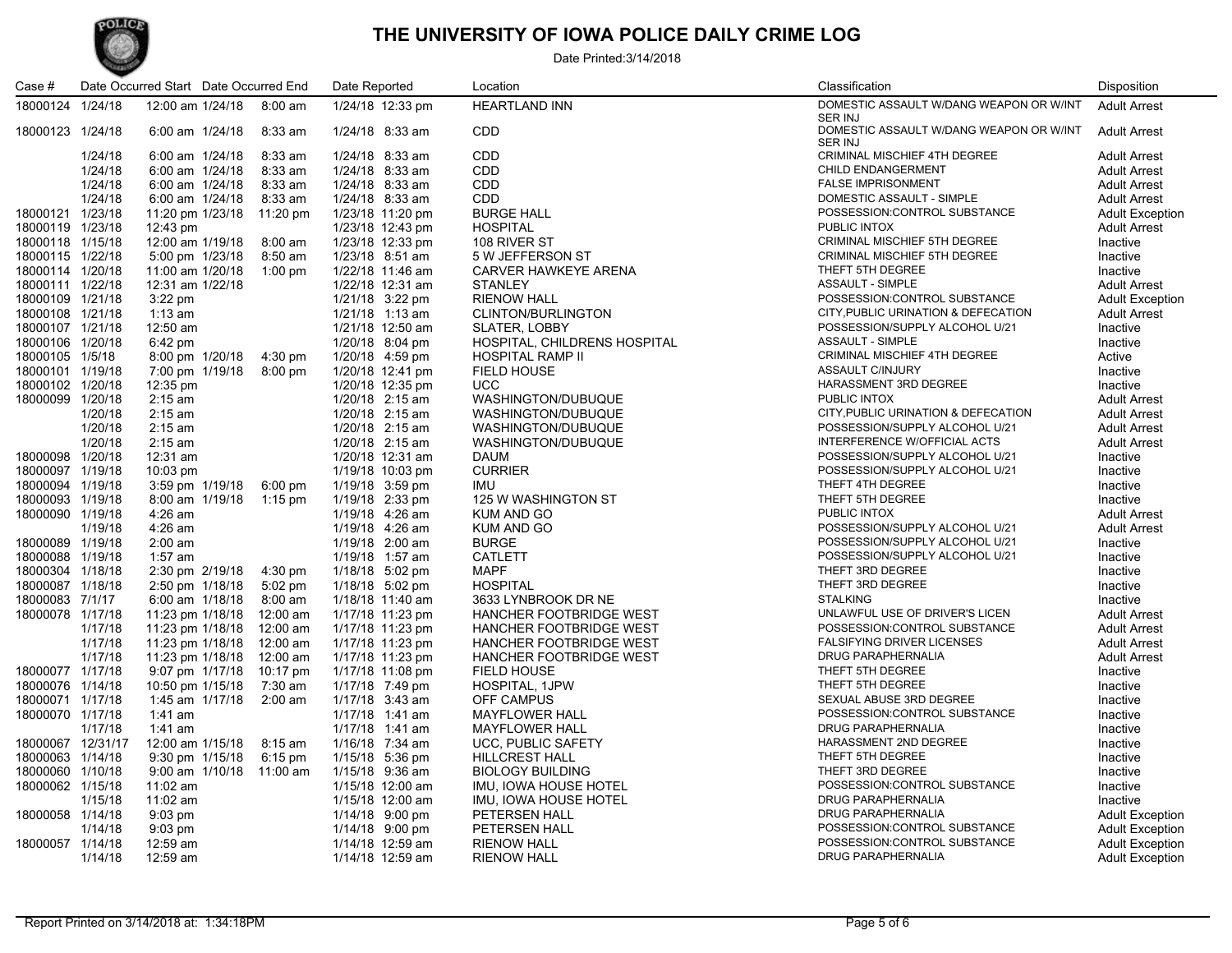# THE UNIVERSITY OF IOWA POLICE DAILY CRIME LOG

Date Printed:3/14/2018

| Case # | Date Occurred Start | | Date Occurred End | | Date Reported | Location | Classification | Disposition |
|---|---|---|---|---|---|---|---|---|
| 18000124 | 1/24/18 | 12:00 am | 1/24/18 | 8:00 am | 1/24/18 12:33 pm | HEARTLAND INN | DOMESTIC ASSAULT W/DANG WEAPON OR W/INT SER INJ | Adult Arrest |
| 18000123 | 1/24/18 | 6:00 am | 1/24/18 | 8:33 am | 1/24/18 8:33 am | CDD | DOMESTIC ASSAULT W/DANG WEAPON OR W/INT SER INJ | Adult Arrest |
| | 1/24/18 | 6:00 am | 1/24/18 | 8:33 am | 1/24/18 8:33 am | CDD | CRIMINAL MISCHIEF 4TH DEGREE | Adult Arrest |
| | 1/24/18 | 6:00 am | 1/24/18 | 8:33 am | 1/24/18 8:33 am | CDD | CHILD ENDANGERMENT | Adult Arrest |
| | 1/24/18 | 6:00 am | 1/24/18 | 8:33 am | 1/24/18 8:33 am | CDD | FALSE IMPRISONMENT | Adult Arrest |
| | 1/24/18 | 6:00 am | 1/24/18 | 8:33 am | 1/24/18 8:33 am | CDD | DOMESTIC ASSAULT - SIMPLE | Adult Arrest |
| 18000121 | 1/23/18 | 11:20 pm | 1/23/18 | 11:20 pm | 1/23/18 11:20 pm | BURGE HALL | POSSESSION:CONTROL SUBSTANCE | Adult Exception |
| 18000119 | 1/23/18 | 12:43 pm | | | 1/23/18 12:43 pm | HOSPITAL | PUBLIC INTOX | Adult Arrest |
| 18000118 | 1/15/18 | 12:00 am | 1/19/18 | 8:00 am | 1/23/18 12:33 pm | 108 RIVER ST | CRIMINAL MISCHIEF 5TH DEGREE | Inactive |
| 18000115 | 1/22/18 | 5:00 pm | 1/23/18 | 8:50 am | 1/23/18 8:51 am | 5 W JEFFERSON ST | CRIMINAL MISCHIEF 5TH DEGREE | Inactive |
| 18000114 | 1/20/18 | 11:00 am | 1/20/18 | 1:00 pm | 1/22/18 11:46 am | CARVER HAWKEYE ARENA | THEFT 5TH DEGREE | Inactive |
| 18000111 | 1/22/18 | 12:31 am | 1/22/18 | | 1/22/18 12:31 am | STANLEY | ASSAULT - SIMPLE | Adult Arrest |
| 18000109 | 1/21/18 | 3:22 pm | | | 1/21/18 3:22 pm | RIENOW HALL | POSSESSION:CONTROL SUBSTANCE | Adult Exception |
| 18000108 | 1/21/18 | 1:13 am | | | 1/21/18 1:13 am | CLINTON/BURLINGTON | CITY,PUBLIC URINATION & DEFECATION | Adult Arrest |
| 18000107 | 1/21/18 | 12:50 am | | | 1/21/18 12:50 am | SLATER, LOBBY | POSSESSION/SUPPLY ALCOHOL U/21 | Inactive |
| 18000106 | 1/20/18 | 6:42 pm | | | 1/20/18 8:04 pm | HOSPITAL, CHILDRENS HOSPITAL | ASSAULT - SIMPLE | Inactive |
| 18000105 | 1/5/18 | 8:00 pm | 1/20/18 | 4:30 pm | 1/20/18 4:59 pm | HOSPITAL RAMP II | CRIMINAL MISCHIEF 4TH DEGREE | Active |
| 18000101 | 1/19/18 | 7:00 pm | 1/19/18 | 8:00 pm | 1/20/18 12:41 pm | FIELD HOUSE | ASSAULT C/INJURY | Inactive |
| 18000102 | 1/20/18 | 12:35 pm | | | 1/20/18 12:35 pm | UCC | HARASSMENT 3RD DEGREE | Inactive |
| 18000099 | 1/20/18 | 2:15 am | | | 1/20/18 2:15 am | WASHINGTON/DUBUQUE | PUBLIC INTOX | Adult Arrest |
| | 1/20/18 | 2:15 am | | | 1/20/18 2:15 am | WASHINGTON/DUBUQUE | CITY,PUBLIC URINATION & DEFECATION | Adult Arrest |
| | 1/20/18 | 2:15 am | | | 1/20/18 2:15 am | WASHINGTON/DUBUQUE | POSSESSION/SUPPLY ALCOHOL U/21 | Adult Arrest |
| | 1/20/18 | 2:15 am | | | 1/20/18 2:15 am | WASHINGTON/DUBUQUE | INTERFERENCE W/OFFICIAL ACTS | Adult Arrest |
| 18000098 | 1/20/18 | 12:31 am | | | 1/20/18 12:31 am | DAUM | POSSESSION/SUPPLY ALCOHOL U/21 | Inactive |
| 18000097 | 1/19/18 | 10:03 pm | | | 1/19/18 10:03 pm | CURRIER | POSSESSION/SUPPLY ALCOHOL U/21 | Inactive |
| 18000094 | 1/19/18 | 3:59 pm | 1/19/18 | 6:00 pm | 1/19/18 3:59 pm | IMU | THEFT 4TH DEGREE | Inactive |
| 18000093 | 1/19/18 | 8:00 am | 1/19/18 | 1:15 pm | 1/19/18 2:33 pm | 125 W WASHINGTON ST | THEFT 5TH DEGREE | Inactive |
| 18000090 | 1/19/18 | 4:26 am | | | 1/19/18 4:26 am | KUM AND GO | PUBLIC INTOX | Adult Arrest |
| | 1/19/18 | 4:26 am | | | 1/19/18 4:26 am | KUM AND GO | POSSESSION/SUPPLY ALCOHOL U/21 | Adult Arrest |
| 18000089 | 1/19/18 | 2:00 am | | | 1/19/18 2:00 am | BURGE | POSSESSION/SUPPLY ALCOHOL U/21 | Inactive |
| 18000088 | 1/19/18 | 1:57 am | | | 1/19/18 1:57 am | CATLETT | POSSESSION/SUPPLY ALCOHOL U/21 | Inactive |
| 18000304 | 1/18/18 | 2:30 pm | 2/19/18 | 4:30 pm | 1/18/18 5:02 pm | MAPF | THEFT 3RD DEGREE | Inactive |
| 18000087 | 1/18/18 | 2:50 pm | 1/18/18 | 5:02 pm | 1/18/18 5:02 pm | HOSPITAL | THEFT 3RD DEGREE | Inactive |
| 18000083 | 7/1/17 | 6:00 am | 1/18/18 | 8:00 am | 1/18/18 11:40 am | 3633 LYNBROOK DR NE | STALKING | Inactive |
| 18000078 | 1/17/18 | 11:23 pm | 1/18/18 | 12:00 am | 1/17/18 11:23 pm | HANCHER FOOTBRIDGE WEST | UNLAWFUL USE OF DRIVER'S LICEN | Adult Arrest |
| | 1/17/18 | 11:23 pm | 1/18/18 | 12:00 am | 1/17/18 11:23 pm | HANCHER FOOTBRIDGE WEST | POSSESSION:CONTROL SUBSTANCE | Adult Arrest |
| | 1/17/18 | 11:23 pm | 1/18/18 | 12:00 am | 1/17/18 11:23 pm | HANCHER FOOTBRIDGE WEST | FALSIFYING DRIVER LICENSES | Adult Arrest |
| | 1/17/18 | 11:23 pm | 1/18/18 | 12:00 am | 1/17/18 11:23 pm | HANCHER FOOTBRIDGE WEST | DRUG PARAPHERNALIA | Adult Arrest |
| 18000077 | 1/17/18 | 9:07 pm | 1/17/18 | 10:17 pm | 1/17/18 11:08 pm | FIELD HOUSE | THEFT 5TH DEGREE | Inactive |
| 18000076 | 1/14/18 | 10:50 pm | 1/15/18 | 7:30 am | 1/17/18 7:49 pm | HOSPITAL, 1JPW | THEFT 5TH DEGREE | Inactive |
| 18000071 | 1/17/18 | 1:45 am | 1/17/18 | 2:00 am | 1/17/18 3:43 am | OFF CAMPUS | SEXUAL ABUSE 3RD DEGREE | Inactive |
| 18000070 | 1/17/18 | 1:41 am | | | 1/17/18 1:41 am | MAYFLOWER HALL | POSSESSION:CONTROL SUBSTANCE | Inactive |
| | 1/17/18 | 1:41 am | | | 1/17/18 1:41 am | MAYFLOWER HALL | DRUG PARAPHERNALIA | Inactive |
| 18000067 | 12/31/17 | 12:00 am | 1/15/18 | 8:15 am | 1/16/18 7:34 am | UCC, PUBLIC SAFETY | HARASSMENT 2ND DEGREE | Inactive |
| 18000063 | 1/14/18 | 9:30 pm | 1/15/18 | 6:15 pm | 1/15/18 5:36 pm | HILLCREST HALL | THEFT 5TH DEGREE | Inactive |
| 18000060 | 1/10/18 | 9:00 am | 1/10/18 | 11:00 am | 1/15/18 9:36 am | BIOLOGY BUILDING | THEFT 3RD DEGREE | Inactive |
| 18000062 | 1/15/18 | 11:02 am | | | 1/15/18 12:00 am | IMU, IOWA HOUSE HOTEL | POSSESSION:CONTROL SUBSTANCE | Inactive |
| | 1/15/18 | 11:02 am | | | 1/15/18 12:00 am | IMU, IOWA HOUSE HOTEL | DRUG PARAPHERNALIA | Inactive |
| 18000058 | 1/14/18 | 9:03 pm | | | 1/14/18 9:00 pm | PETERSEN HALL | DRUG PARAPHERNALIA | Adult Exception |
| | 1/14/18 | 9:03 pm | | | 1/14/18 9:00 pm | PETERSEN HALL | POSSESSION:CONTROL SUBSTANCE | Adult Exception |
| 18000057 | 1/14/18 | 12:59 am | | | 1/14/18 12:59 am | RIENOW HALL | POSSESSION:CONTROL SUBSTANCE | Adult Exception |
| | 1/14/18 | 12:59 am | | | 1/14/18 12:59 am | RIENOW HALL | DRUG PARAPHERNALIA | Adult Exception |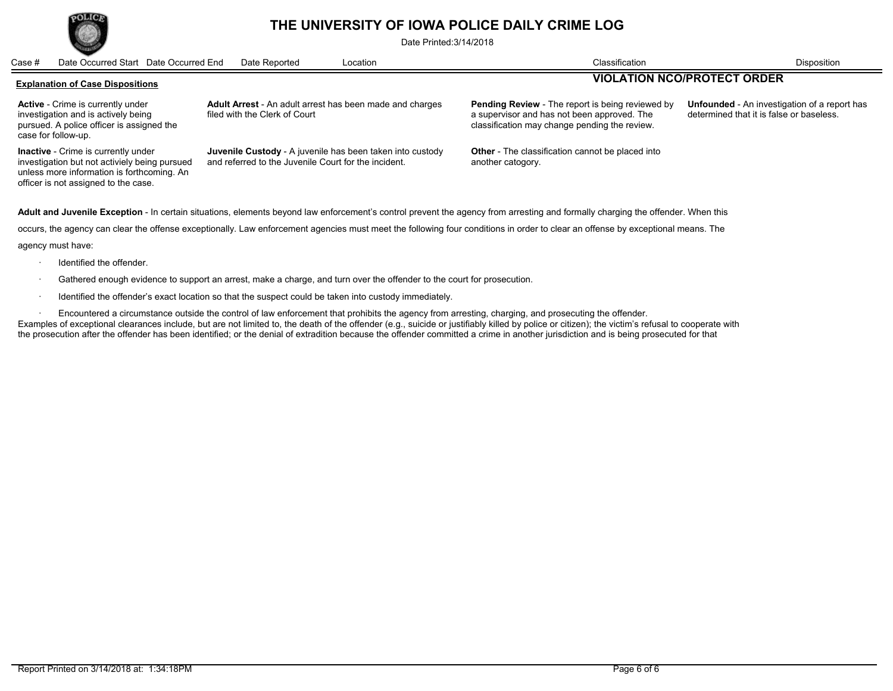| Case # | Date Occurred Start | Date Occurred End | Date Reported | Location | Classification | Disposition |
|---|---|---|---|---|---|---|

**VIOLATION NCO/PROTECT ORDER**

**Explanation of Case Dispositions**

**Active** - Crime is currently under investigation and is actively being pursued. A police officer is assigned the case for follow-up.

**Inactive** - Crime is currently under investigation but not activiely being pursued unless more information is forthcoming. An officer is not assigned to the case.

**Adult Arrest** - An adult arrest has been made and charges filed with the Clerk of Court

**Juvenile Custody** - A juvenile has been taken into custody and referred to the Juvenile Court for the incident.

**Pending Review** - The report is being reviewed by a supervisor and has not been approved. The classification may change pending the review.

**Other** - The classification cannot be placed into another catogory.

**Unfounded** - An investigation of a report has determined that it is false or baseless.

**Adult and Juvenile Exception** - In certain situations, elements beyond law enforcement's control prevent the agency from arresting and formally charging the offender. When this occurs, the agency can clear the offense exceptionally. Law enforcement agencies must meet the following four conditions in order to clear an offense by exceptional means. The agency must have:

- Identified the offender.
- Gathered enough evidence to support an arrest, make a charge, and turn over the offender to the court for prosecution.
- Identified the offender's exact location so that the suspect could be taken into custody immediately.
- Encountered a circumstance outside the control of law enforcement that prohibits the agency from arresting, charging, and prosecuting the offender.

Examples of exceptional clearances include, but are not limited to, the death of the offender (e.g., suicide or justifiably killed by police or citizen); the victim's refusal to cooperate with the prosecution after the offender has been identified; or the denial of extradition because the offender committed a crime in another jurisdiction and is being prosecuted for that